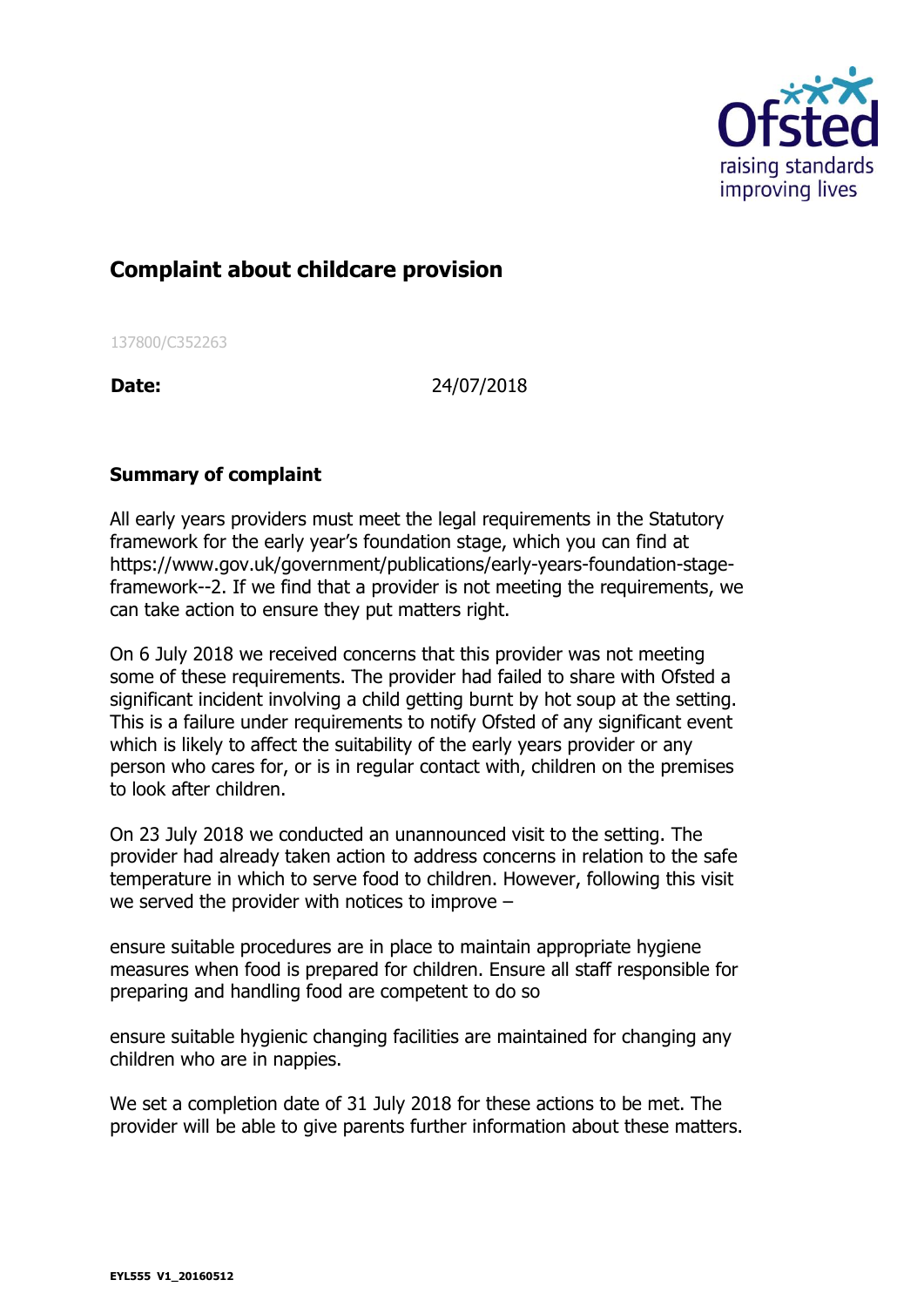## Complaint about childcare provision

137800/C352263

**Date:** 24/07/2018

### Summary of complaint

All early years providers must meet the legal requirements in the Statutory framework for the early year's foundation stage, which you can find at https://www.gov.uk/government/publications/early-years-foundation-stage-framework--2. If we find that a provider is not meeting the requirements, we can take action to ensure they put matters right.

On 6 July 2018 we received concerns that this provider was not meeting some of these requirements. The provider had failed to share with Ofsted a significant incident involving a child getting burnt by hot soup at the setting. This is a failure under requirements to notify Ofsted of any significant event which is likely to affect the suitability of the early years provider or any person who cares for, or is in regular contact with, children on the premises to look after children.

On 23 July 2018 we conducted an unannounced visit to the setting. The provider had already taken action to address concerns in relation to the safe temperature in which to serve food to children. However, following this visit we served the provider with notices to improve –

ensure suitable procedures are in place to maintain appropriate hygiene measures when food is prepared for children. Ensure all staff responsible for preparing and handling food are competent to do so

ensure suitable hygienic changing facilities are maintained for changing any children who are in nappies.

We set a completion date of 31 July 2018 for these actions to be met. The provider will be able to give parents further information about these matters.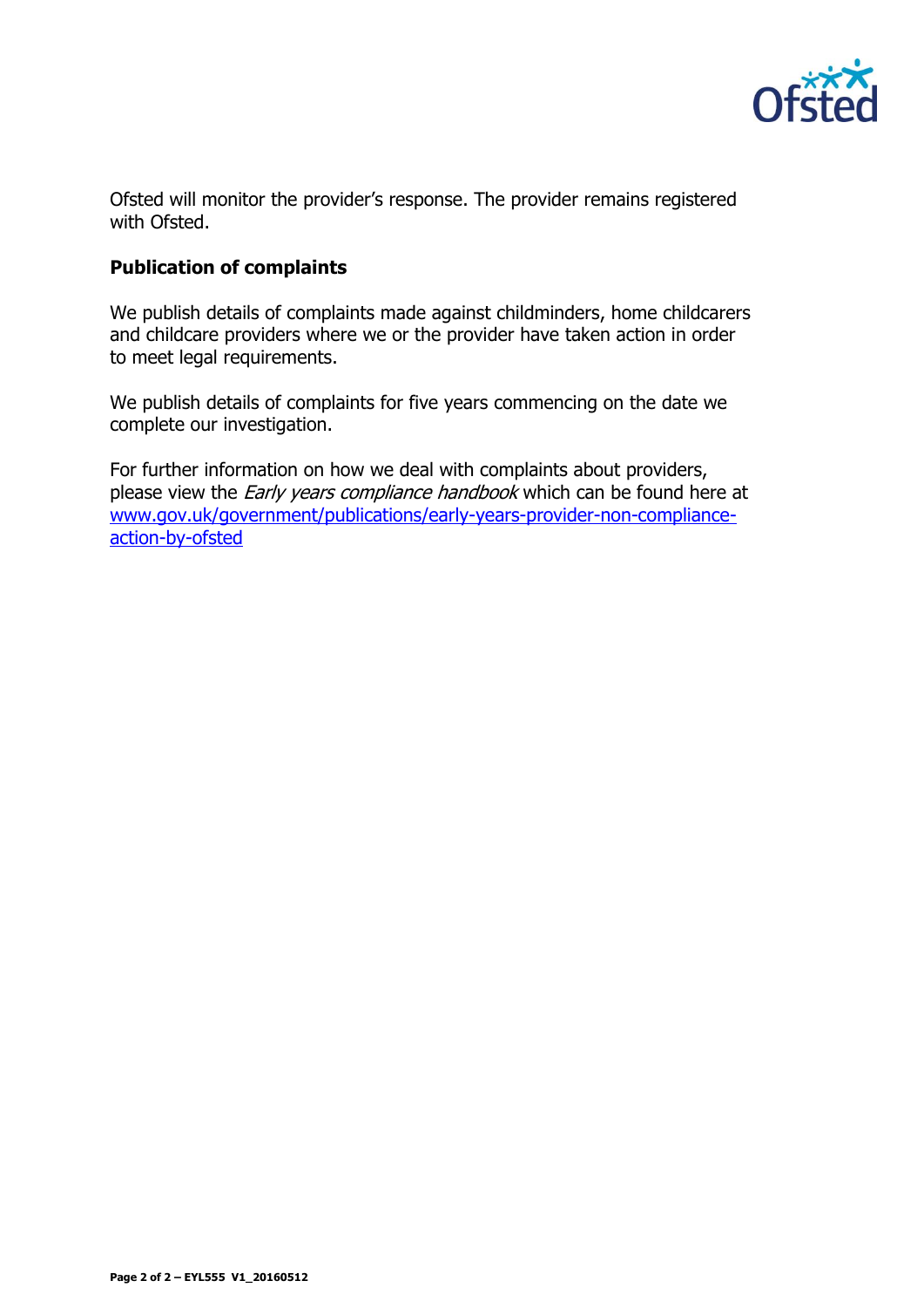Ofsted will monitor the provider's response. The provider remains registered with Ofsted.

**Publication of complaints**

We publish details of complaints made against childminders, home childcarers and childcare providers where we or the provider have taken action in order to meet legal requirements.

We publish details of complaints for five years commencing on the date we complete our investigation.

For further information on how we deal with complaints about providers, please view the *Early years compliance handbook* which can be found here at [www.gov.uk/government/publications/early-years-provider-non-compliance-action-by-ofsted](www.gov.uk/government/publications/early-years-provider-non-compliance-action-by-ofsted)